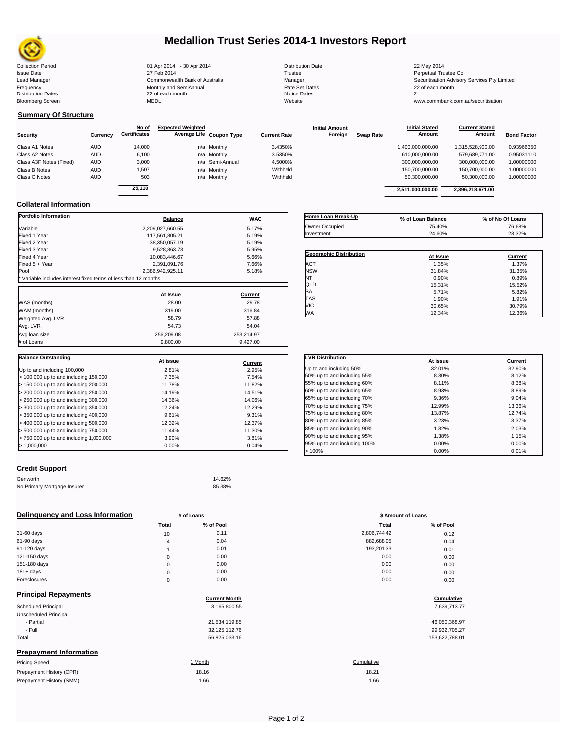# Medallion Trust Series 2014-1 Investors Report

| | | | |
|---|---|---|---|
| Collection Period | 01 Apr 2014 - 30 Apr 2014 | Distribution Date | 22 May 2014 |
| Issue Date | 27 Feb 2014 | Trustee | Perpetual Trustee Co |
| Lead Manager | Commonwealth Bank of Australia | Manager | Securitisation Advisory Services Pty Limited |
| Frequency | Monthly and SemiAnnual | Rate Set Dates | 22 of each month |
| Distribution Dates | 22 of each month | Notice Dates | 2 |
| Bloomberg Screen | MEDL | Website | www.commbank.com.au/securitisation |

## Summary Of Structure

| Security | Currency | No of Certificates | Expected Weighted Average Life | Coupon Type | Current Rate | Initial Amount Foreign | Swap Rate | Initial Stated Amount | Current Stated Amount | Bond Factor |
|---|---|---|---|---|---|---|---|---|---|---|
| Class A1 Notes | AUD | 14,000 | n/a | Monthly | 3.4350% | | | 1,400,000,000.00 | 1,315,528,900.00 | 0.93966350 |
| Class A2 Notes | AUD | 6,100 | n/a | Monthly | 3.5350% | | | 610,000,000.00 | 579,689,771.00 | 0.95031110 |
| Class A3F Notes (Fixed) | AUD | 3,000 | n/a | Semi-Annual | 4.5000% | | | 300,000,000.00 | 300,000,000.00 | 1.00000000 |
| Class B Notes | AUD | 1,507 | n/a | Monthly | Withheld | | | 150,700,000.00 | 150,700,000.00 | 1.00000000 |
| Class C Notes | AUD | 503 | n/a | Monthly | Withheld | | | 50,300,000.00 | 50,300,000.00 | 1.00000000 |
| | | 25,110 | | | | | | 2,511,000,000.00 | 2,396,218,671.00 | |

## Collateral Information

| Portfolio Information | Balance | WAC |
|---|---|---|
| Variable | 2,209,027,660.55 | 5.17% |
| Fixed 1 Year | 117,561,805.21 | 5.19% |
| Fixed 2 Year | 38,350,057.19 | 5.19% |
| Fixed 3 Year | 9,528,863.73 | 5.95% |
| Fixed 4 Year | 10,083,446.67 | 5.66% |
| Fixed 5 + Year | 2,391,091.76 | 7.66% |
| Pool | 2,386,942,925.11 | 5.18% |

* Variable includes interest fixed terms of less than 12 months

| | At Issue | Current |
|---|---|---|
| WAS (months) | 28.00 | 29.78 |
| WAM (months) | 319.00 | 316.84 |
| Weighted Avg. LVR | 58.79 | 57.88 |
| Avg. LVR | 54.73 | 54.04 |
| Avg loan size | 256,209.08 | 253,214.97 |
| # of Loans | 9,800.00 | 9,427.00 |

| Home Loan Break-Up | % of Loan Balance | % of No Of Loans |
|---|---|---|
| Owner Occupied | 75.40% | 76.68% |
| Investment | 24.60% | 23.32% |

| Geographic Distribution | At Issue | Current |
|---|---|---|
| ACT | 1.35% | 1.37% |
| NSW | 31.84% | 31.35% |
| NT | 0.90% | 0.89% |
| QLD | 15.31% | 15.52% |
| SA | 5.71% | 5.82% |
| TAS | 1.90% | 1.91% |
| VIC | 30.65% | 30.79% |
| WA | 12.34% | 12.36% |

| Balance Outstanding | At issue | Current |
|---|---|---|
| Up to and including 100,000 | 2.81% | 2.95% |
| > 100,000 up to and including 150,000 | 7.35% | 7.54% |
| > 150,000 up to and including 200,000 | 11.78% | 11.82% |
| > 200,000 up to and including 250,000 | 14.19% | 14.51% |
| > 250,000 up to and including 300,000 | 14.36% | 14.06% |
| > 300,000 up to and including 350,000 | 12.24% | 12.29% |
| > 350,000 up to and including 400,000 | 9.61% | 9.31% |
| > 400,000 up to and including 500,000 | 12.32% | 12.37% |
| > 500,000 up to and including 750,000 | 11.44% | 11.30% |
| > 750,000 up to and including 1,000,000 | 3.90% | 3.81% |
| > 1,000,000 | 0.00% | 0.04% |

| LVR Distribution | At issue | Current |
|---|---|---|
| Up to and including 50% | 32.01% | 32.90% |
| 50% up to and including 55% | 8.30% | 8.12% |
| 55% up to and including 60% | 8.11% | 8.38% |
| 60% up to and including 65% | 8.93% | 8.89% |
| 65% up to and including 70% | 9.36% | 9.04% |
| 70% up to and including 75% | 12.99% | 13.36% |
| 75% up to and including 80% | 13.87% | 12.74% |
| 80% up to and including 85% | 3.23% | 3.37% |
| 85% up to and including 90% | 1.82% | 2.03% |
| 90% up to and including 95% | 1.38% | 1.15% |
| 95% up to and including 100% | 0.00% | 0.00% |
| > 100% | 0.00% | 0.01% |

## Credit Support

| | |
|---|---|
| Genworth | 14.62% |
| No Primary Mortgage Insurer | 85.38% |

## Delinquency and Loss Information

| | # of Loans Total | # of Loans % of Pool | $ Amount of Loans Total | $ Amount of Loans % of Pool |
|---|---|---|---|---|
| 31-60 days | 10 | 0.11 | 2,806,744.42 | 0.12 |
| 61-90 days | 4 | 0.04 | 882,688.05 | 0.04 |
| 91-120 days | 1 | 0.01 | 193,201.33 | 0.01 |
| 121-150 days | 0 | 0.00 | 0.00 | 0.00 |
| 151-180 days | 0 | 0.00 | 0.00 | 0.00 |
| 181+ days | 0 | 0.00 | 0.00 | 0.00 |
| Foreclosures | 0 | 0.00 | 0.00 | 0.00 |

## Principal Repayments

| | Current Month | Cumulative |
|---|---|---|
| Scheduled Principal | 3,165,800.55 | 7,639,713.77 |
| Unscheduled Principal | | |
| - Partial | 21,534,119.85 | 46,050,368.97 |
| - Full | 32,125,112.76 | 99,932,705.27 |
| Total | 56,825,033.16 | 153,622,788.01 |

## Prepayment Information

| Pricing Speed | 1 Month | Cumulative |
|---|---|---|
| Prepayment History (CPR) | 18.16 | 18.21 |
| Prepayment History (SMM) | 1.66 | 1.66 |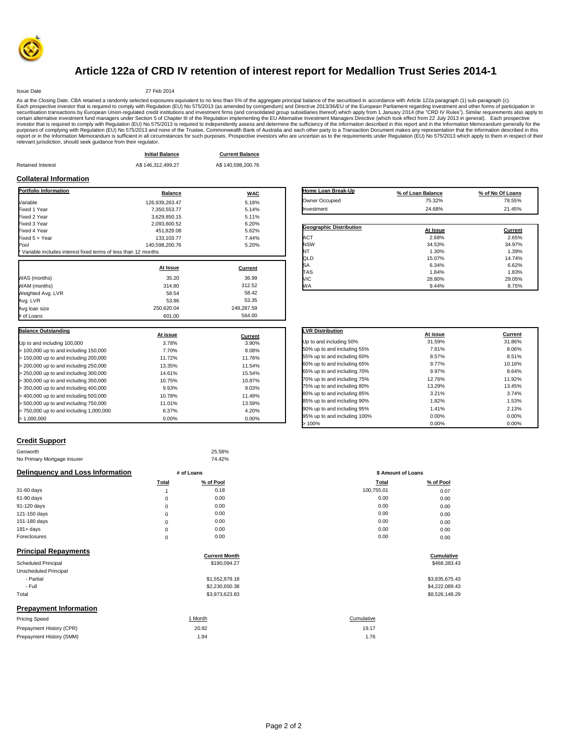# Article 122a of CRD IV retention of interest report for Medallion Trust Series 2014-1

Issue Date 27 Feb 2014

As at the Closing Date, CBA retained a randomly selected exposures equivalent to no less than 5% of the aggregate principal balance of the securitised in accordance with Article 122a paragraph (1) sub-paragraph (c). Each prospective investor that is required to comply with Regulation (EU) No 575/2013 (as amended by corrigendum) and Directive 2013/36/EU of the European Parliament regarding investment and other forms of participation in securitisation transactions by European Union-regulated credit institutions and investment firms (and consolidated group subsidiaries thereof) which apply from 1 January 2014 (the "CRD IV Rules"). Similar requirements also apply to certain alternative investment fund managers under Section 5 of Chapter III of the Regulation implementing the EU Alternative Investment Managers Directive (which took effect from 22 July 2013 in general). Each prospective investor that is required to comply with Regulation (EU) No 575/2013 is required to independently assess and determine the sufficiency of the information described in this report and in the Information Memorandum generally for the purposes of complying with Regulation (EU) No 575/2013 and none of the Trustee, Commonwealth Bank of Australia and each other party to a Transaction Document makes any representation that the information described in this report or in the Information Memorandum is sufficient in all circumstances for such purposes. Prospective investors who are uncertain as to the requirements under Regulation (EU) No 575/2013 which apply to them in respect of their relevant jurisdiction, should seek guidance from their regulator.

| | Initial Balance | Current Balance |
|---|---|---|
| Retained Interest | A$ 146,312,499.27 | A$ 140,598,200.76 |

## Collateral Information

| Portfolio Information | Balance | WAC |
|---|---|---|
| Variable | 126,939,263.47 | 5.18% |
| Fixed 1 Year | 7,350,553.77 | 5.14% |
| Fixed 2 Year | 3,629,850.15 | 5.11% |
| Fixed 3 Year | 2,093,600.52 | 6.20% |
| Fixed 4 Year | 451,829.08 | 5.62% |
| Fixed 5 + Year | 133,103.77 | 7.44% |
| Pool | 140,598,200.76 | 5.20% |

* Variable includes interest fixed terms of less than 12 months

| | At Issue | Current |
|---|---|---|
| WAS (months) | 35.20 | 36.99 |
| WAM (months) | 314.80 | 312.52 |
| Weighted Avg. LVR | 58.54 | 58.42 |
| Avg. LVR | 53.86 | 53.35 |
| Avg loan size | 250,620.04 | 249,287.59 |
| # of Loans | 601.00 | 564.00 |

| Home Loan Break-Up | % of Loan Balance | % of No Of Loans |
|---|---|---|
| Owner Occupied | 75.32% | 78.55% |
| Investment | 24.68% | 21.45% |

| Geographic Distribution | At Issue | Current |
|---|---|---|
| ACT | 2.68% | 2.65% |
| NSW | 34.53% | 34.97% |
| NT | 1.30% | 1.39% |
| QLD | 15.07% | 14.74% |
| SA | 6.34% | 6.62% |
| TAS | 1.84% | 1.83% |
| VIC | 28.80% | 29.05% |
| WA | 9.44% | 8.75% |

| Balance Outstanding | At issue | Current |
|---|---|---|
| Up to and including 100,000 | 3.78% | 3.90% |
| > 100,000 up to and including 150,000 | 7.70% | 8.08% |
| > 150,000 up to and including 200,000 | 11.72% | 11.76% |
| > 200,000 up to and including 250,000 | 13.35% | 11.54% |
| > 250,000 up to and including 300,000 | 14.61% | 15.54% |
| > 300,000 up to and including 350,000 | 10.75% | 10.87% |
| > 350,000 up to and including 400,000 | 9.93% | 9.03% |
| > 400,000 up to and including 500,000 | 10.78% | 11.49% |
| > 500,000 up to and including 750,000 | 11.01% | 13.59% |
| > 750,000 up to and including 1,000,000 | 6.37% | 4.20% |
| > 1,000,000 | 0.00% | 0.00% |

| LVR Distribution | At issue | Current |
|---|---|---|
| Up to and including 50% | 31.59% | 31.86% |
| 50% up to and including 55% | 7.61% | 8.06% |
| 55% up to and including 60% | 8.57% | 8.51% |
| 60% up to and including 65% | 9.77% | 10.16% |
| 65% up to and including 70% | 9.97% | 8.64% |
| 70% up to and including 75% | 12.76% | 11.92% |
| 75% up to and including 80% | 13.29% | 13.45% |
| 80% up to and including 85% | 3.21% | 3.74% |
| 85% up to and including 90% | 1.82% | 1.53% |
| 90% up to and including 95% | 1.41% | 2.13% |
| 95% up to and including 100% | 0.00% | 0.00% |
| > 100% | 0.00% | 0.00% |

## Credit Support

| | |
|---|---|
| Genworth | 25.58% |
| No Primary Mortgage Insurer | 74.42% |

## Delinquency and Loss Information

| | # of Loans Total | # of Loans % of Pool | $ Amount of Loans Total | $ Amount of Loans % of Pool |
|---|---|---|---|---|
| 31-60 days | 1 | 0.18 | 100,755.01 | 0.07 |
| 61-90 days | 0 | 0.00 | 0.00 | 0.00 |
| 91-120 days | 0 | 0.00 | 0.00 | 0.00 |
| 121-150 days | 0 | 0.00 | 0.00 | 0.00 |
| 151-180 days | 0 | 0.00 | 0.00 | 0.00 |
| 181+ days | 0 | 0.00 | 0.00 | 0.00 |
| Foreclosures | 0 | 0.00 | 0.00 | 0.00 |

## Principal Repayments

| | Current Month | Cumulative |
|---|---|---|
| Scheduled Principal | $190,094.27 | $468,383.43 |
| Unscheduled Principal | | |
| - Partial | $1,552,879.18 | $3,835,675.43 |
| - Full | $2,230,650.38 | $4,222,089.43 |
| Total | $3,973,623.83 | $8,526,148.29 |

## Prepayment Information

| Pricing Speed | 1 Month | Cumulative |
|---|---|---|
| Prepayment History (CPR) | 20.92 | 19.17 |
| Prepayment History (SMM) | 1.94 | 1.76 |